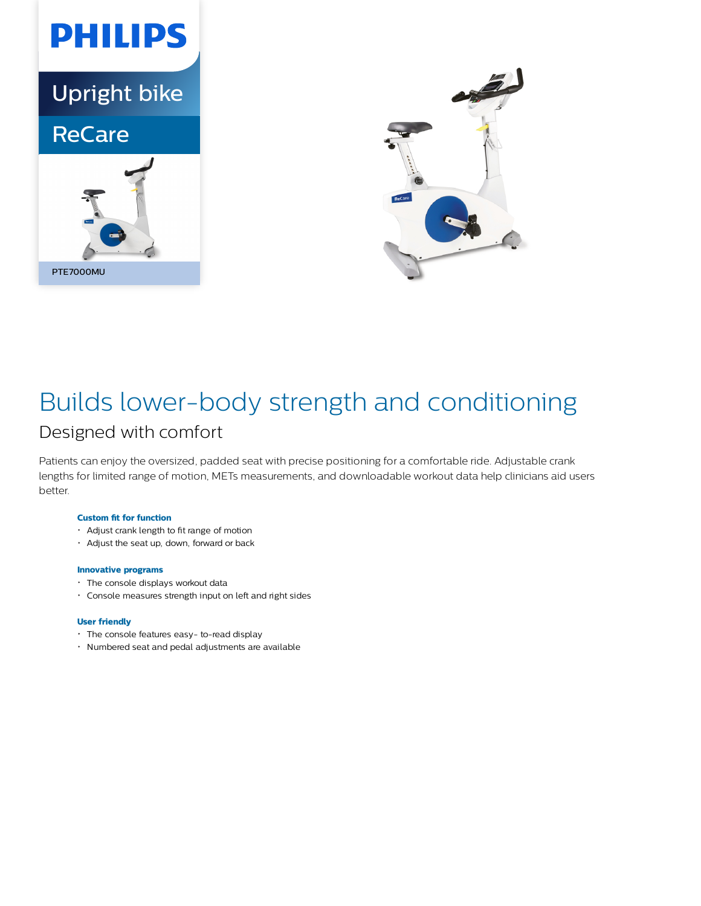PHILIPS

Upright bike

ReCare

PTE7000MU

# Builds lower-body strength and conditioning

## Designed with comfort

Patients can enjoy the oversized, padded seat with precise positioning for a comfortable ride. Adjustable crank lengths for limited range of motion, METs measurements, and downloadable workout data help clinicians aid users better.

### Custom fit for function

- Adjust crank length to fit range of motion
- Adjust the seat up, down, forward or back

### Innovative programs

- The console displays workout data
- Console measures strength input on left and right sides

### User friendly

- The console features easy- to-read display
- Numbered seat and pedal adjustments are available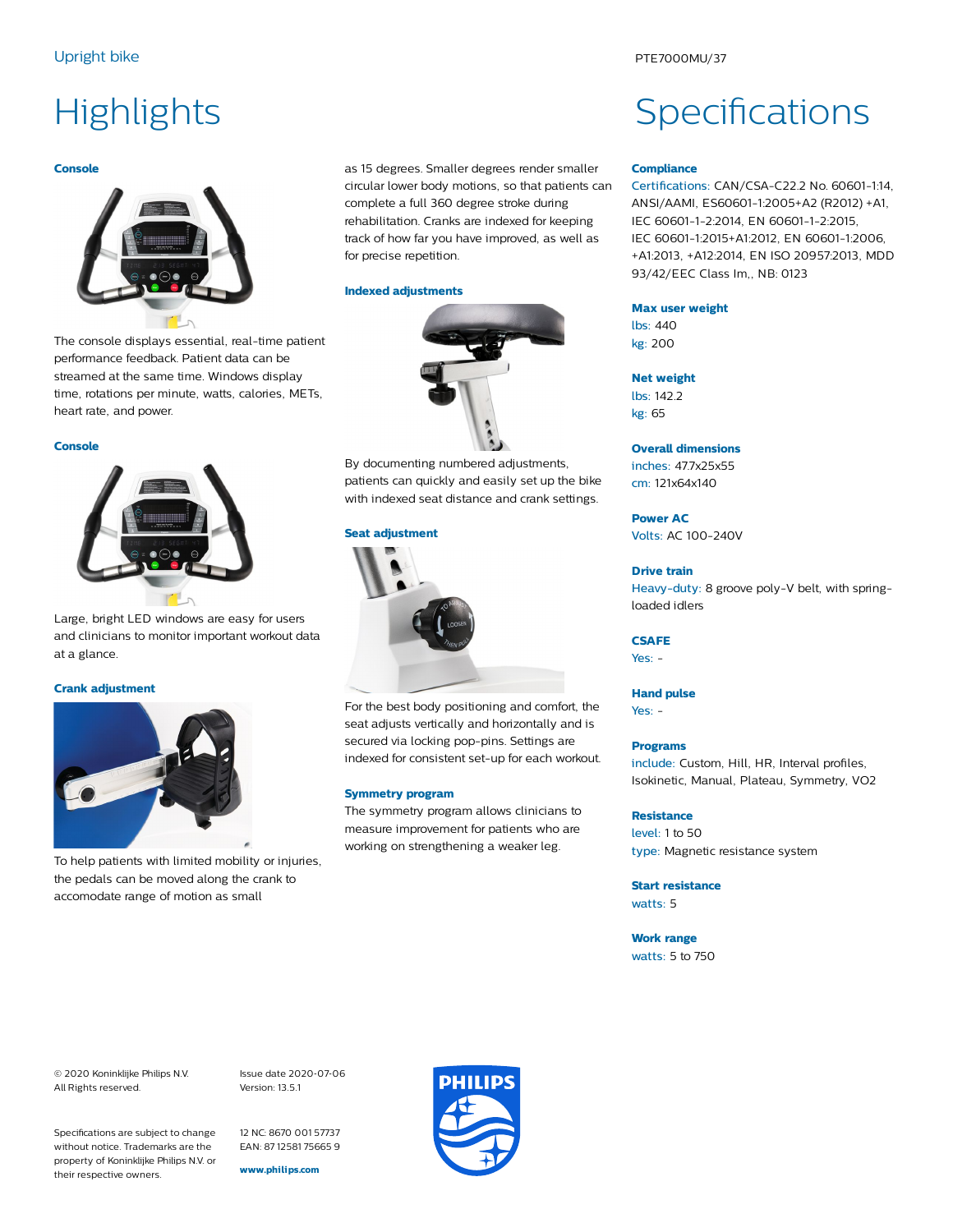Upright bike

PTE7000MU/37

# Highlights

### Console

The console displays essential, real-time patient performance feedback. Patient data can be streamed at the same time. Windows display time, rotations per minute, watts, calories, METs, heart rate, and power.

### Console

Large, bright LED windows are easy for users and clinicians to monitor important workout data at a glance.

### Crank adjustment

To help patients with limited mobility or injuries, the pedals can be moved along the crank to accomodate range of motion as small as 15 degrees. Smaller degrees render smaller circular lower body motions, so that patients can complete a full 360 degree stroke during rehabilitation. Cranks are indexed for keeping track of how far you have improved, as well as for precise repetition.

### Indexed adjustments

By documenting numbered adjustments, patients can quickly and easily set up the bike with indexed seat distance and crank settings.

### Seat adjustment

For the best body positioning and comfort, the seat adjusts vertically and horizontally and is secured via locking pop-pins. Settings are indexed for consistent set-up for each workout.

### Symmetry program

The symmetry program allows clinicians to measure improvement for patients who are working on strengthening a weaker leg.

# Specifications

### Compliance

Certifications: CAN/CSA-C22.2 No. 60601-1:14, ANSI/AAMI, ES60601-1:2005+A2 (R2012) +A1, IEC 60601-1-2:2014, EN 60601-1-2:2015, IEC 60601-1:2015+A1:2012, EN 60601-1:2006, +A1:2013, +A12:2014, EN ISO 20957:2013, MDD 93/42/EEC Class Im,, NB: 0123

### Max user weight

lbs: 440
kg: 200

### Net weight

lbs: 142.2
kg: 65

### Overall dimensions

inches: 47.7x25x55
cm: 121x64x140

### Power AC

Volts: AC 100-240V

### Drive train

Heavy-duty: 8 groove poly-V belt, with spring-loaded idlers

### CSAFE

Yes: -

### Hand pulse

Yes: -

### Programs

include: Custom, Hill, HR, Interval profiles, Isokinetic, Manual, Plateau, Symmetry, VO2

### Resistance

level: 1 to 50
type: Magnetic resistance system

### Start resistance

watts: 5

### Work range

watts: 5 to 750

© 2020 Koninklijke Philips N.V.
All Rights reserved.

Specifications are subject to change without notice. Trademarks are the property of Koninklijke Philips N.V. or their respective owners.

Issue date 2020-07-06
Version: 13.5.1

12 NC: 8670 001 57737
EAN: 87 12581 75665 9

www.philips.com